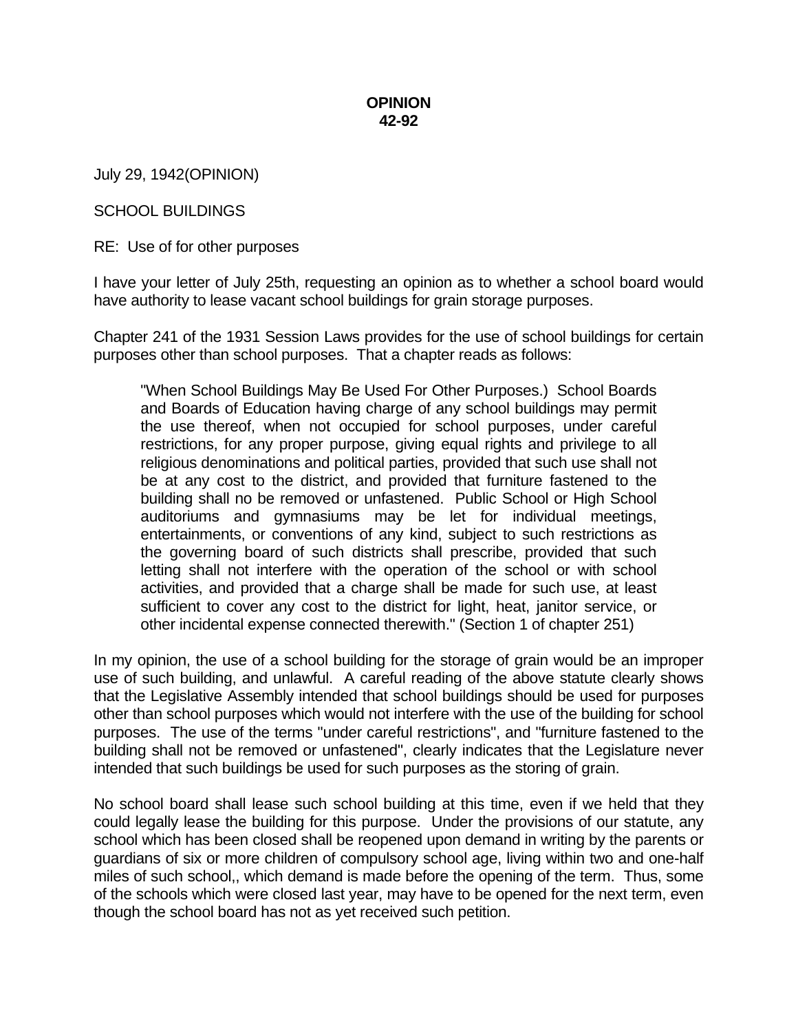**OPINION**
**42-92**

July 29, 1942(OPINION)

SCHOOL BUILDINGS

RE: Use of for other purposes

I have your letter of July 25th, requesting an opinion as to whether a school board would have authority to lease vacant school buildings for grain storage purposes.

Chapter 241 of the 1931 Session Laws provides for the use of school buildings for certain purposes other than school purposes. That a chapter reads as follows:

> "When School Buildings May Be Used For Other Purposes.) School Boards and Boards of Education having charge of any school buildings may permit the use thereof, when not occupied for school purposes, under careful restrictions, for any proper purpose, giving equal rights and privilege to all religious denominations and political parties, provided that such use shall not be at any cost to the district, and provided that furniture fastened to the building shall no be removed or unfastened. Public School or High School auditoriums and gymnasiums may be let for individual meetings, entertainments, or conventions of any kind, subject to such restrictions as the governing board of such districts shall prescribe, provided that such letting shall not interfere with the operation of the school or with school activities, and provided that a charge shall be made for such use, at least sufficient to cover any cost to the district for light, heat, janitor service, or other incidental expense connected therewith." (Section 1 of chapter 251)

In my opinion, the use of a school building for the storage of grain would be an improper use of such building, and unlawful. A careful reading of the above statute clearly shows that the Legislative Assembly intended that school buildings should be used for purposes other than school purposes which would not interfere with the use of the building for school purposes. The use of the terms "under careful restrictions", and "furniture fastened to the building shall not be removed or unfastened", clearly indicates that the Legislature never intended that such buildings be used for such purposes as the storing of grain.

No school board shall lease such school building at this time, even if we held that they could legally lease the building for this purpose. Under the provisions of our statute, any school which has been closed shall be reopened upon demand in writing by the parents or guardians of six or more children of compulsory school age, living within two and one-half miles of such school,, which demand is made before the opening of the term. Thus, some of the schools which were closed last year, may have to be opened for the next term, even though the school board has not as yet received such petition.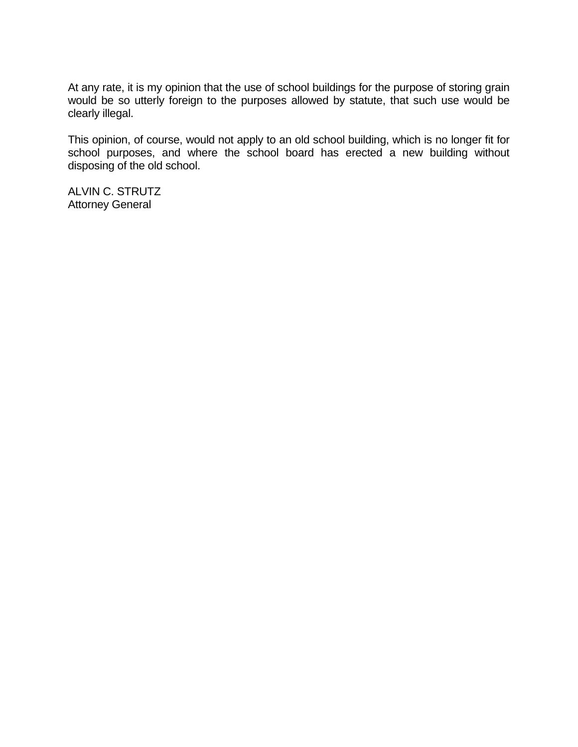At any rate, it is my opinion that the use of school buildings for the purpose of storing grain would be so utterly foreign to the purposes allowed by statute, that such use would be clearly illegal.

This opinion, of course, would not apply to an old school building, which is no longer fit for school purposes, and where the school board has erected a new building without disposing of the old school.

ALVIN C. STRUTZ
Attorney General